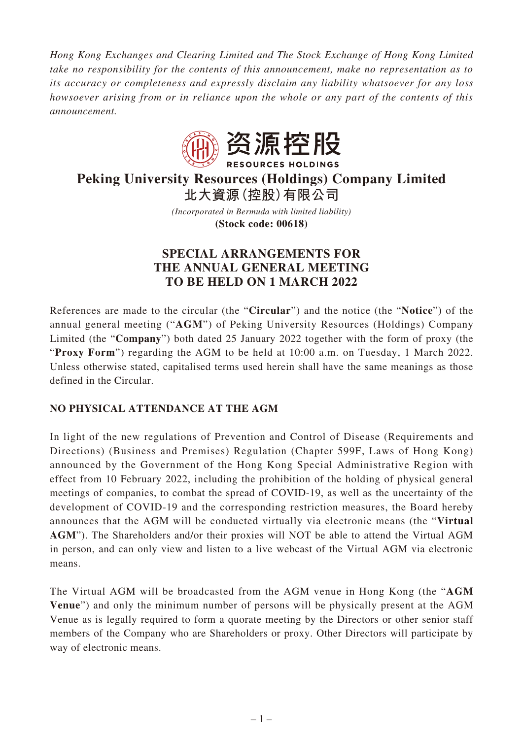*Hong Kong Exchanges and Clearing Limited and The Stock Exchange of Hong Kong Limited take no responsibility for the contents of this announcement, make no representation as to its accuracy or completeness and expressly disclaim any liability whatsoever for any loss howsoever arising from or in reliance upon the whole or any part of the contents of this announcement.*

资源控股

RESOURCES HOLDINGS

# Peking University Resources (Holdings) Company Limited

# 北大資源(控股)有限公司

*(Incorporated in Bermuda with limited liability)*

**(Stock code: 00618)**

## SPECIAL ARRANGEMENTS FOR THE ANNUAL GENERAL MEETING TO BE HELD ON 1 MARCH 2022

References are made to the circular (the "**Circular**") and the notice (the "**Notice**") of the annual general meeting ("**AGM**") of Peking University Resources (Holdings) Company Limited (the "**Company**") both dated 25 January 2022 together with the form of proxy (the "**Proxy Form**") regarding the AGM to be held at 10:00 a.m. on Tuesday, 1 March 2022. Unless otherwise stated, capitalised terms used herein shall have the same meanings as those defined in the Circular.

### NO PHYSICAL ATTENDANCE AT THE AGM

In light of the new regulations of Prevention and Control of Disease (Requirements and Directions) (Business and Premises) Regulation (Chapter 599F, Laws of Hong Kong) announced by the Government of the Hong Kong Special Administrative Region with effect from 10 February 2022, including the prohibition of the holding of physical general meetings of companies, to combat the spread of COVID-19, as well as the uncertainty of the development of COVID-19 and the corresponding restriction measures, the Board hereby announces that the AGM will be conducted virtually via electronic means (the "**Virtual AGM**"). The Shareholders and/or their proxies will NOT be able to attend the Virtual AGM in person, and can only view and listen to a live webcast of the Virtual AGM via electronic means.

The Virtual AGM will be broadcasted from the AGM venue in Hong Kong (the "**AGM Venue**") and only the minimum number of persons will be physically present at the AGM Venue as is legally required to form a quorate meeting by the Directors or other senior staff members of the Company who are Shareholders or proxy. Other Directors will participate by way of electronic means.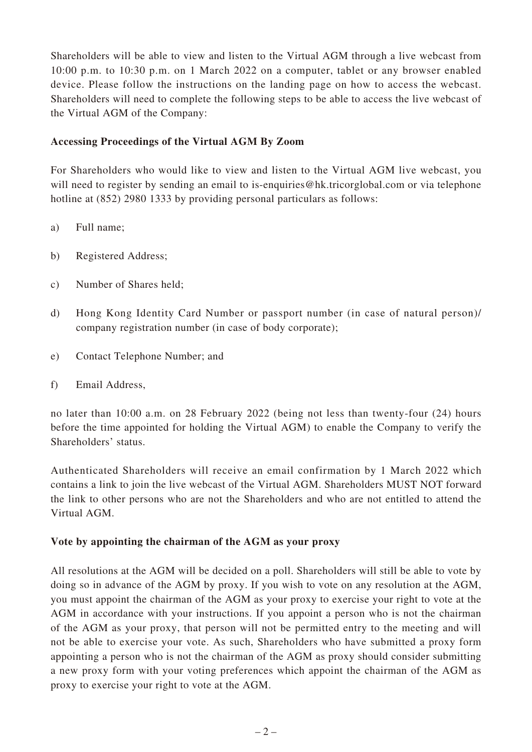Shareholders will be able to view and listen to the Virtual AGM through a live webcast from 10:00 p.m. to 10:30 p.m. on 1 March 2022 on a computer, tablet or any browser enabled device. Please follow the instructions on the landing page on how to access the webcast. Shareholders will need to complete the following steps to be able to access the live webcast of the Virtual AGM of the Company:

**Accessing Proceedings of the Virtual AGM By Zoom**

For Shareholders who would like to view and listen to the Virtual AGM live webcast, you will need to register by sending an email to is-enquiries@hk.tricorglobal.com or via telephone hotline at (852) 2980 1333 by providing personal particulars as follows:

a) Full name;

b) Registered Address;

c) Number of Shares held;

d) Hong Kong Identity Card Number or passport number (in case of natural person)/ company registration number (in case of body corporate);

e) Contact Telephone Number; and

f) Email Address,

no later than 10:00 a.m. on 28 February 2022 (being not less than twenty-four (24) hours before the time appointed for holding the Virtual AGM) to enable the Company to verify the Shareholders' status.

Authenticated Shareholders will receive an email confirmation by 1 March 2022 which contains a link to join the live webcast of the Virtual AGM. Shareholders MUST NOT forward the link to other persons who are not the Shareholders and who are not entitled to attend the Virtual AGM.

**Vote by appointing the chairman of the AGM as your proxy**

All resolutions at the AGM will be decided on a poll. Shareholders will still be able to vote by doing so in advance of the AGM by proxy. If you wish to vote on any resolution at the AGM, you must appoint the chairman of the AGM as your proxy to exercise your right to vote at the AGM in accordance with your instructions. If you appoint a person who is not the chairman of the AGM as your proxy, that person will not be permitted entry to the meeting and will not be able to exercise your vote. As such, Shareholders who have submitted a proxy form appointing a person who is not the chairman of the AGM as proxy should consider submitting a new proxy form with your voting preferences which appoint the chairman of the AGM as proxy to exercise your right to vote at the AGM.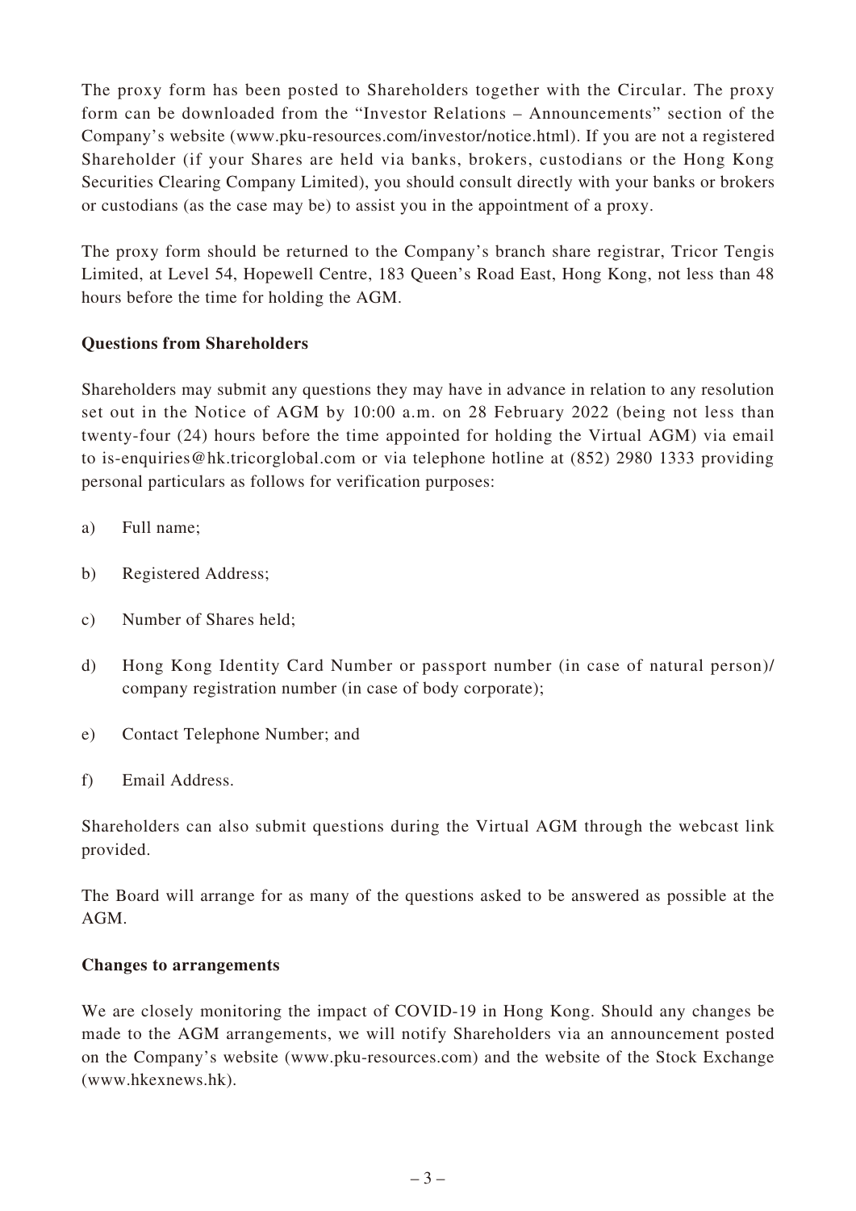The proxy form has been posted to Shareholders together with the Circular. The proxy form can be downloaded from the "Investor Relations – Announcements" section of the Company's website (www.pku-resources.com/investor/notice.html). If you are not a registered Shareholder (if your Shares are held via banks, brokers, custodians or the Hong Kong Securities Clearing Company Limited), you should consult directly with your banks or brokers or custodians (as the case may be) to assist you in the appointment of a proxy.

The proxy form should be returned to the Company's branch share registrar, Tricor Tengis Limited, at Level 54, Hopewell Centre, 183 Queen's Road East, Hong Kong, not less than 48 hours before the time for holding the AGM.

**Questions from Shareholders**

Shareholders may submit any questions they may have in advance in relation to any resolution set out in the Notice of AGM by 10:00 a.m. on 28 February 2022 (being not less than twenty-four (24) hours before the time appointed for holding the Virtual AGM) via email to is-enquiries@hk.tricorglobal.com or via telephone hotline at (852) 2980 1333 providing personal particulars as follows for verification purposes:

a) Full name;

b) Registered Address;

c) Number of Shares held;

d) Hong Kong Identity Card Number or passport number (in case of natural person)/ company registration number (in case of body corporate);

e) Contact Telephone Number; and

f) Email Address.

Shareholders can also submit questions during the Virtual AGM through the webcast link provided.

The Board will arrange for as many of the questions asked to be answered as possible at the AGM.

**Changes to arrangements**

We are closely monitoring the impact of COVID-19 in Hong Kong. Should any changes be made to the AGM arrangements, we will notify Shareholders via an announcement posted on the Company's website (www.pku-resources.com) and the website of the Stock Exchange (www.hkexnews.hk).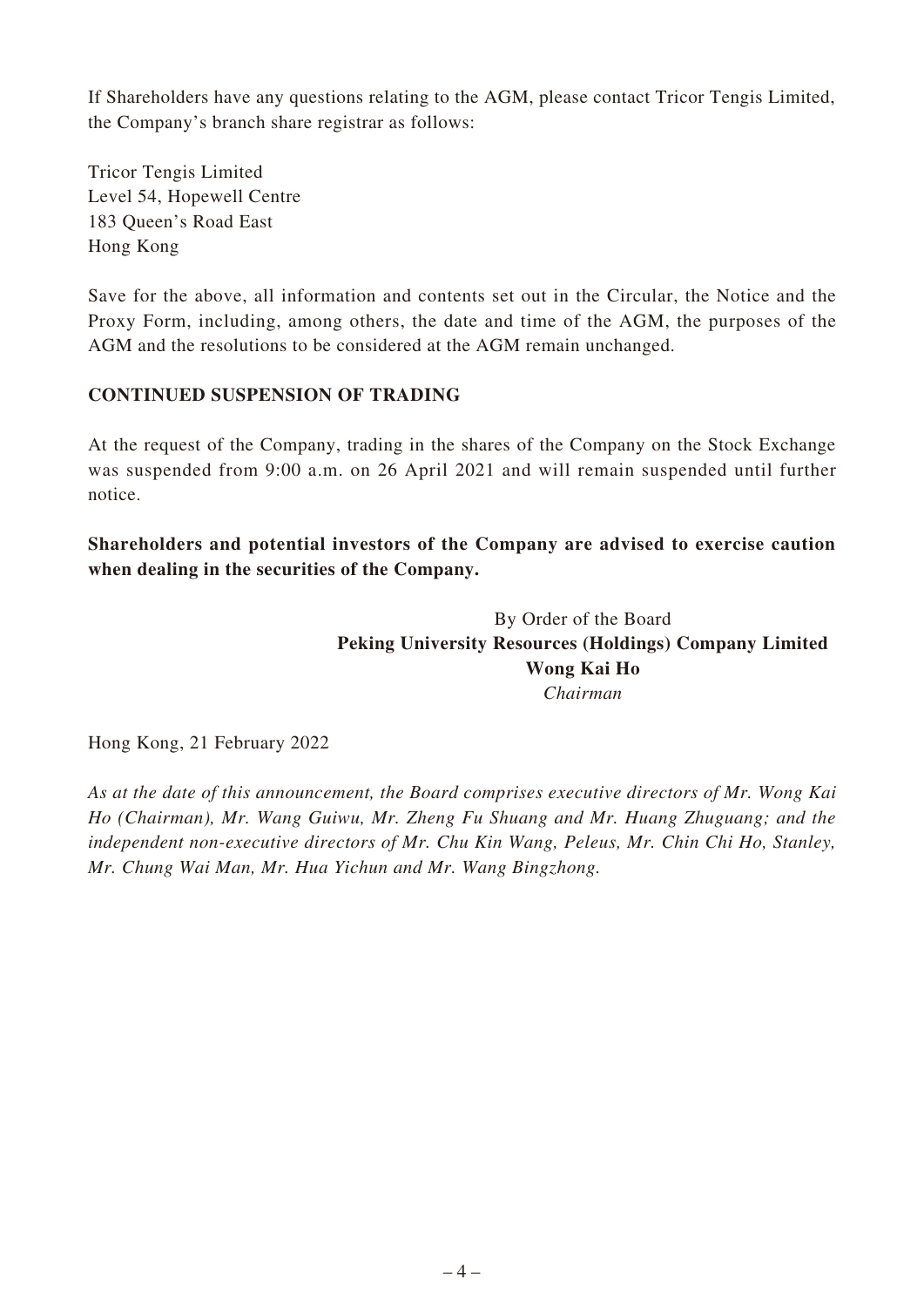If Shareholders have any questions relating to the AGM, please contact Tricor Tengis Limited, the Company's branch share registrar as follows:

Tricor Tengis Limited
Level 54, Hopewell Centre
183 Queen's Road East
Hong Kong

Save for the above, all information and contents set out in the Circular, the Notice and the Proxy Form, including, among others, the date and time of the AGM, the purposes of the AGM and the resolutions to be considered at the AGM remain unchanged.

## CONTINUED SUSPENSION OF TRADING

At the request of the Company, trading in the shares of the Company on the Stock Exchange was suspended from 9:00 a.m. on 26 April 2021 and will remain suspended until further notice.

**Shareholders and potential investors of the Company are advised to exercise caution when dealing in the securities of the Company.**

By Order of the Board
**Peking University Resources (Holdings) Company Limited**
**Wong Kai Ho**
*Chairman*

Hong Kong, 21 February 2022

*As at the date of this announcement, the Board comprises executive directors of Mr. Wong Kai Ho (Chairman), Mr. Wang Guiwu, Mr. Zheng Fu Shuang and Mr. Huang Zhuguang; and the independent non-executive directors of Mr. Chu Kin Wang, Peleus, Mr. Chin Chi Ho, Stanley, Mr. Chung Wai Man, Mr. Hua Yichun and Mr. Wang Bingzhong.*